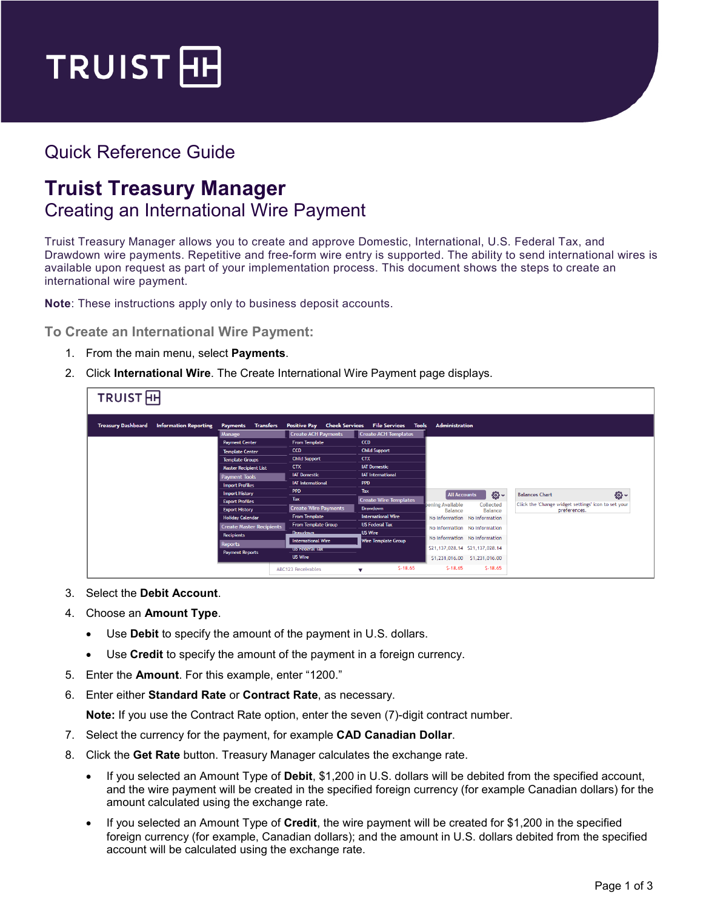Quick Reference Guide

# Truist Treasury Manager

## Creating an International Wire Payment

Truist Treasury Manager allows you to create and approve Domestic, International, U.S. Federal Tax, and Drawdown wire payments. Repetitive and free-form wire entry is supported. The ability to send international wires is available upon request as part of your implementation process. This document shows the steps to create an international wire payment.

**Note**: These instructions apply only to business deposit accounts.

### To Create an International Wire Payment:

1. From the main menu, select **Payments**.
2. Click **International Wire**. The Create International Wire Payment page displays.
3. Select the **Debit Account**.
4. Choose an **Amount Type**.
   - Use **Debit** to specify the amount of the payment in U.S. dollars.
   - Use **Credit** to specify the amount of the payment in a foreign currency.
5. Enter the **Amount**. For this example, enter "1200."
6. Enter either **Standard Rate** or **Contract Rate**, as necessary.

   **Note:** If you use the Contract Rate option, enter the seven (7)-digit contract number.
7. Select the currency for the payment, for example **CAD Canadian Dollar**.
8. Click the **Get Rate** button. Treasury Manager calculates the exchange rate.
   - If you selected an Amount Type of **Debit**, $1,200 in U.S. dollars will be debited from the specified account, and the wire payment will be created in the specified foreign currency (for example Canadian dollars) for the amount calculated using the exchange rate.
   - If you selected an Amount Type of **Credit**, the wire payment will be created for $1,200 in the specified foreign currency (for example, Canadian dollars); and the amount in U.S. dollars debited from the specified account will be calculated using the exchange rate.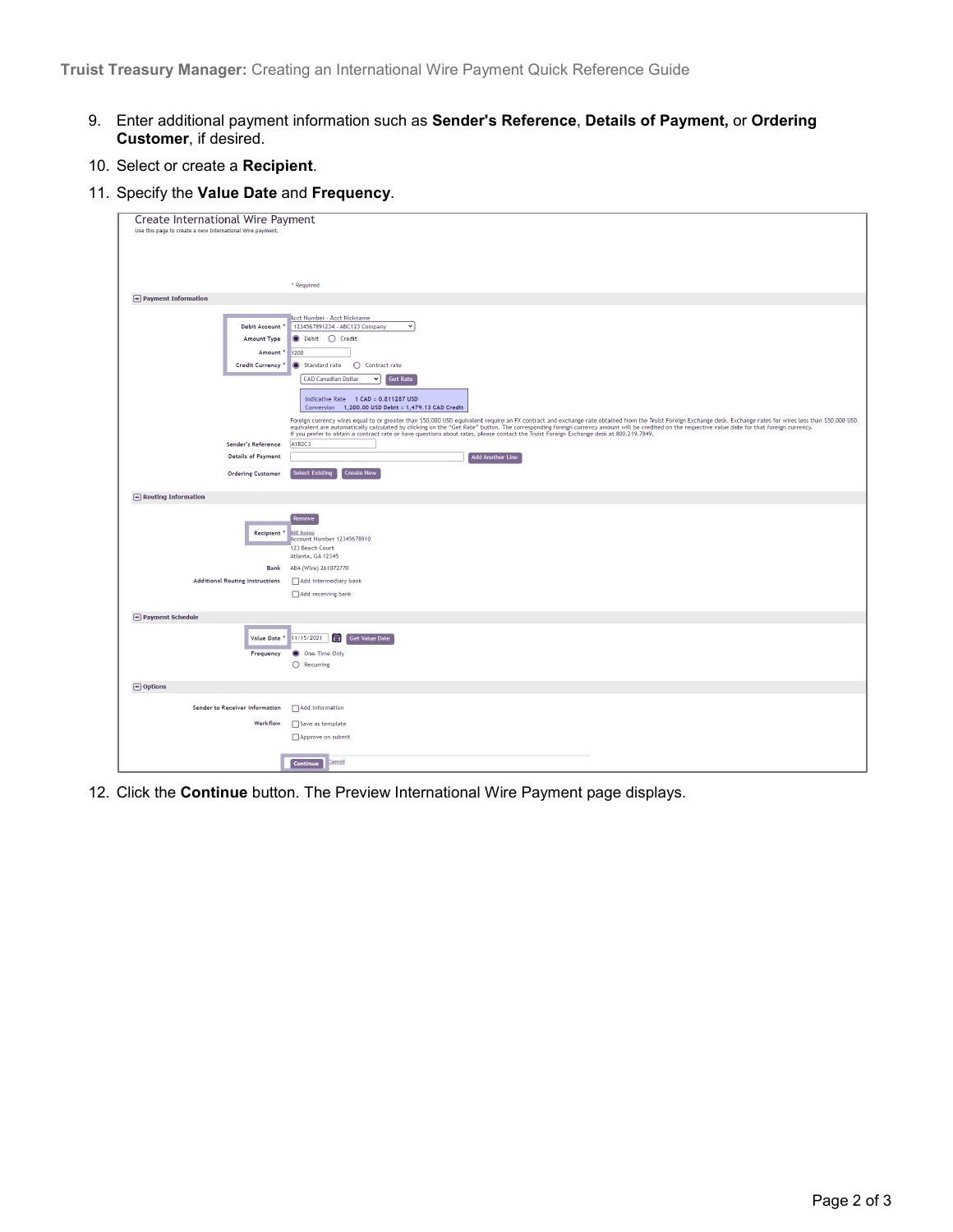9. Enter additional payment information such as **Sender's Reference**, **Details of Payment,** or **Ordering Customer**, if desired.
10. Select or create a **Recipient**.
11. Specify the **Value Date** and **Frequency**.

Create International Wire Payment

Use this page to create a new International Wire payment.

\* Required

**Payment Information**

Debit Account \*: Acct Number - Acct Nickname — 1234567891234 - ABC123 Company

Amount Type: Debit / Credit

Amount \*: 1200

Credit Currency \*: Standard rate / Contract rate — CAD Canadian Dollar — Get Rate

Indicative Rate 1 CAD = 0.811287 USD
Conversion 1,200.00 USD Debit = 1,479.13 CAD Credit

Foreign currency wires equal to or greater than $50,000 USD equivalent require an FX contract and exchange rate obtained from the Truist Foreign Exchange desk. Exchange rates for wires less than $50,000 USD equivalent are automatically calculated by clicking on the "Get Rate" button. The corresponding foreign currency amount will be credited on the respective value date for that foreign currency. If you prefer to obtain a contract rate or have questions about rates, please contact the Truist Foreign Exchange desk at 800.219.7849.

Sender's Reference: A1B2C3

Details of Payment: Add Another Line

Ordering Customer: Select Existing / Create New

**Routing Information**

Recipient \*: Remove — Bill Jones, Account Number 12345678910, 123 Beach Court, Atlanta, GA 12345

Bank: ABA (Wire) 261072770

Additional Routing Instructions: Add intermediary bank / Add receiving bank

**Payment Schedule**

Value Date \*: 11/15/2021 — Get Value Date

Frequency: One-Time Only / Recurring

**Options**

Sender to Receiver Information: Add information

Workflow: Save as template / Approve on submit

Continue | Cancel

12. Click the **Continue** button. The Preview International Wire Payment page displays.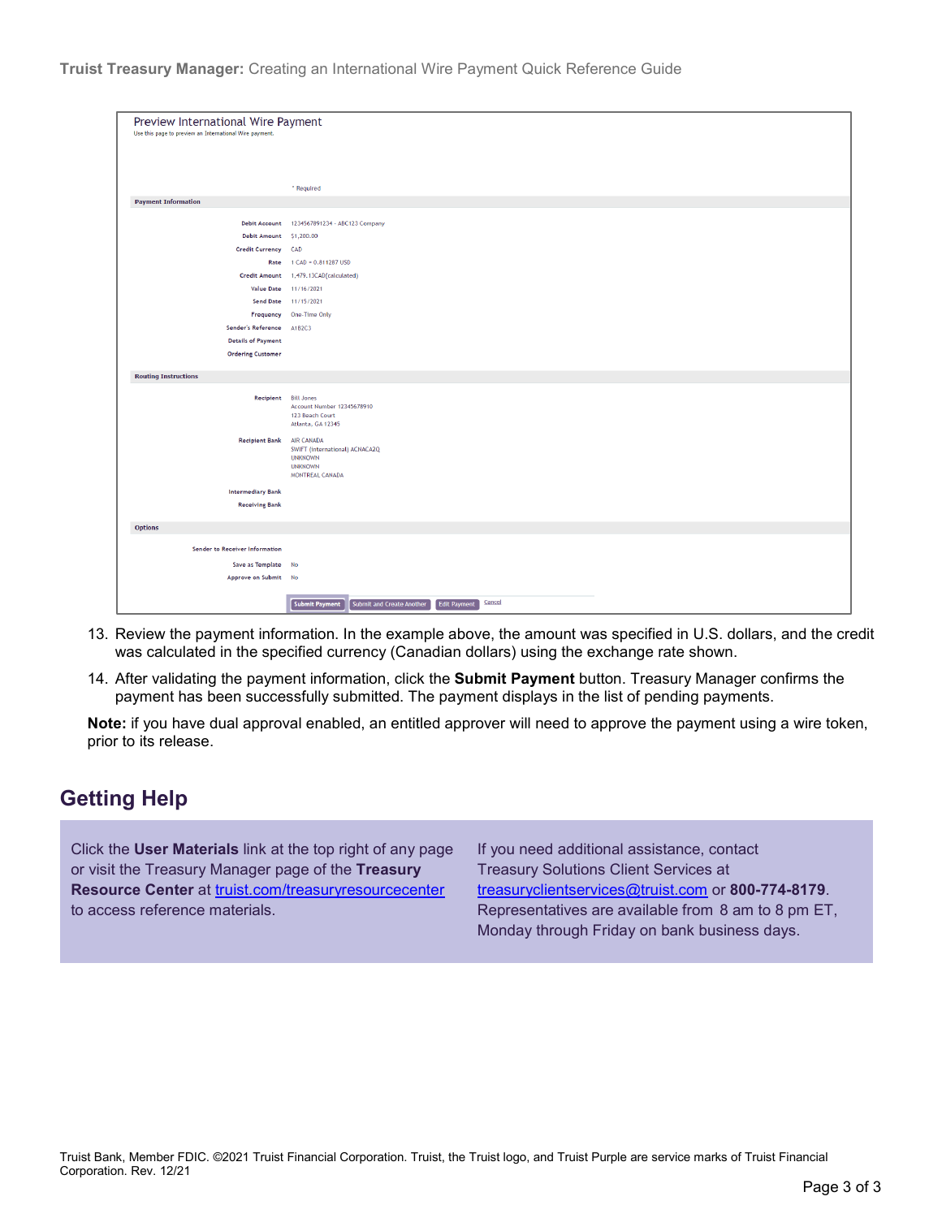Preview International Wire Payment

Use this page to preview an International Wire payment.

\* Required

**Payment Information**

| | |
|---|---|
| Debit Account | 1234567891234 - ABC123 Company |
| Debit Amount | $1,200.00 |
| Credit Currency | CAD |
| Rate | 1 CAD = 0.811287 USD |
| Credit Amount | 1,479.13CAD(calculated) |
| Value Date | 11/16/2021 |
| Send Date | 11/15/2021 |
| Frequency | One-Time Only |
| Sender's Reference | A1B2C3 |
| Details of Payment | |
| Ordering Customer | |

**Routing Instructions**

| | |
|---|---|
| Recipient | Bill Jones<br>Account Number 12345678910<br>123 Beach Court<br>Atlanta, GA 12345 |
| Recipient Bank | AIR CANADA<br>SWIFT (International) ACNACA2Q<br>UNKNOWN<br>UNKNOWN<br>MONTREAL CANADA |
| Intermediary Bank | |
| Receiving Bank | |

**Options**

| | |
|---|---|
| Sender to Receiver Information | |
| Save as Template | No |
| Approve on Submit | No |

Submit Payment | Submit and Create Another | Edit Payment | Cancel

13. Review the payment information. In the example above, the amount was specified in U.S. dollars, and the credit was calculated in the specified currency (Canadian dollars) using the exchange rate shown.
14. After validating the payment information, click the **Submit Payment** button. Treasury Manager confirms the payment has been successfully submitted. The payment displays in the list of pending payments.

**Note:** if you have dual approval enabled, an entitled approver will need to approve the payment using a wire token, prior to its release.

## Getting Help

Click the **User Materials** link at the top right of any page or visit the Treasury Manager page of the **Treasury Resource Center** at truist.com/treasuryresourcecenter to access reference materials.

If you need additional assistance, contact Treasury Solutions Client Services at treasuryclientservices@truist.com or **800-774-8179**. Representatives are available from 8 am to 8 pm ET, Monday through Friday on bank business days.

Truist Bank, Member FDIC. ©2021 Truist Financial Corporation. Truist, the Truist logo, and Truist Purple are service marks of Truist Financial Corporation. Rev. 12/21